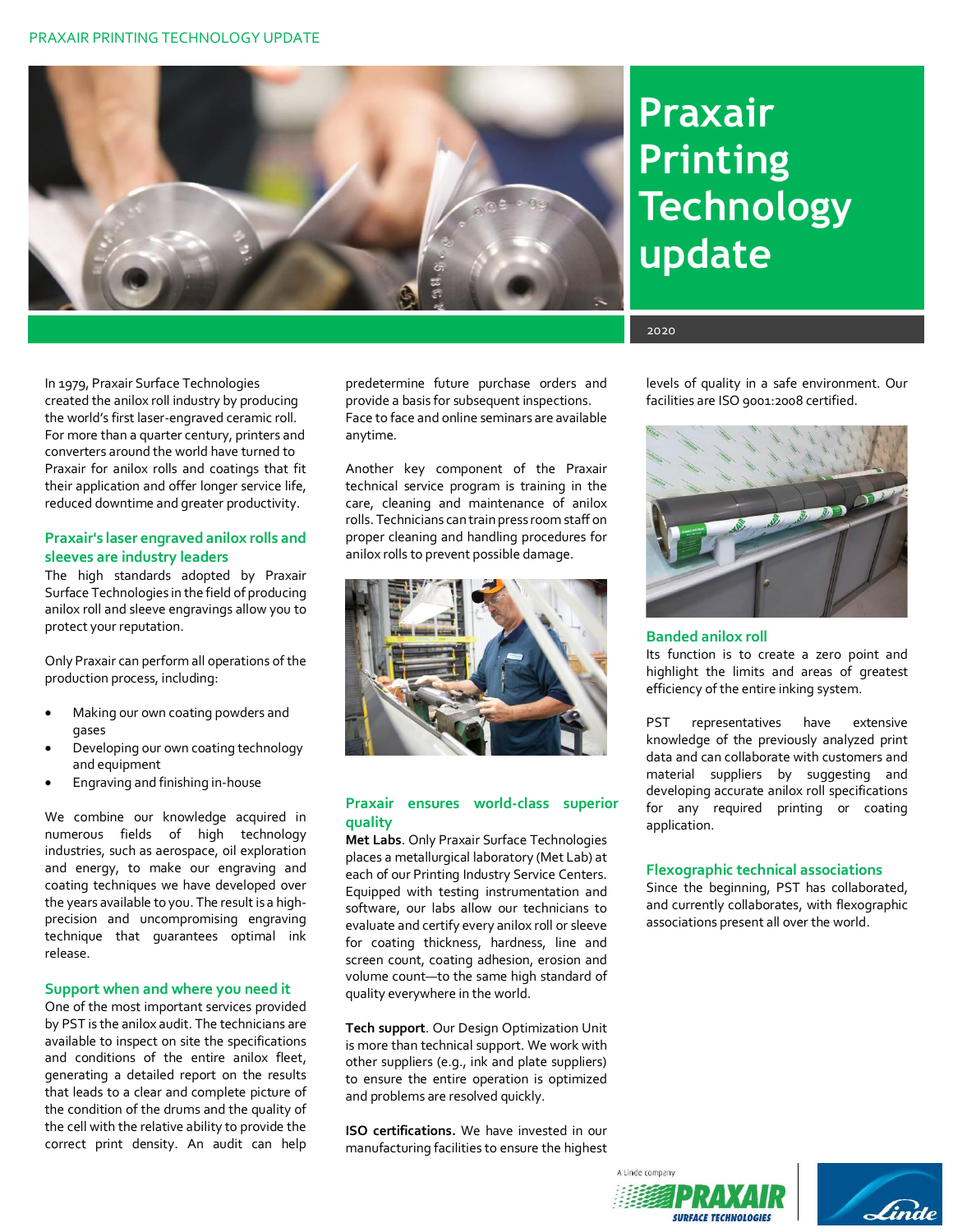# Praxair Printing Technology update

2020

In 1979, Praxair Surface Technologies created the anilox roll industry by producing the world's first laser-engraved ceramic roll. For more than a quarter century, printers and converters around the world have turned to Praxair for anilox rolls and coatings that fit their application and offer longer service life, reduced downtime and greater productivity.

## Praxair's laser engraved anilox rolls and sleeves are industry leaders

The high standards adopted by Praxair Surface Technologies in the field of producing anilox roll and sleeve engravings allow you to protect your reputation.

Only Praxair can perform all operations of the production process, including:

- Making our own coating powders and gases
- Developing our own coating technology and equipment
- Engraving and finishing in-house

We combine our knowledge acquired in numerous fields of high technology industries, such as aerospace, oil exploration and energy, to make our engraving and coating techniques we have developed over the years available to you. The result is a high-precision and uncompromising engraving technique that guarantees optimal ink release.

## Support when and where you need it

One of the most important services provided by PST is the anilox audit. The technicians are available to inspect on site the specifications and conditions of the entire anilox fleet, generating a detailed report on the results that leads to a clear and complete picture of the condition of the drums and the quality of the cell with the relative ability to provide the correct print density. An audit can help predetermine future purchase orders and provide a basis for subsequent inspections. Face to face and online seminars are available anytime.

Another key component of the Praxair technical service program is training in the care, cleaning and maintenance of anilox rolls. Technicians can train press room staff on proper cleaning and handling procedures for anilox rolls to prevent possible damage.

## Praxair ensures world-class superior quality

**Met Labs**. Only Praxair Surface Technologies places a metallurgical laboratory (Met Lab) at each of our Printing Industry Service Centers. Equipped with testing instrumentation and software, our labs allow our technicians to evaluate and certify every anilox roll or sleeve for coating thickness, hardness, line and screen count, coating adhesion, erosion and volume count—to the same high standard of quality everywhere in the world.

**Tech support**. Our Design Optimization Unit is more than technical support. We work with other suppliers (e.g., ink and plate suppliers) to ensure the entire operation is optimized and problems are resolved quickly.

**ISO certifications.** We have invested in our manufacturing facilities to ensure the highest levels of quality in a safe environment. Our facilities are ISO 9001:2008 certified.

## Banded anilox roll

Its function is to create a zero point and highlight the limits and areas of greatest efficiency of the entire inking system.

PST representatives have extensive knowledge of the previously analyzed print data and can collaborate with customers and material suppliers by suggesting and developing accurate anilox roll specifications for any required printing or coating application.

## Flexographic technical associations

Since the beginning, PST has collaborated, and currently collaborates, with flexographic associations present all over the world.

A Linde company

PRAXAIR SURFACE TECHNOLOGIES

Linde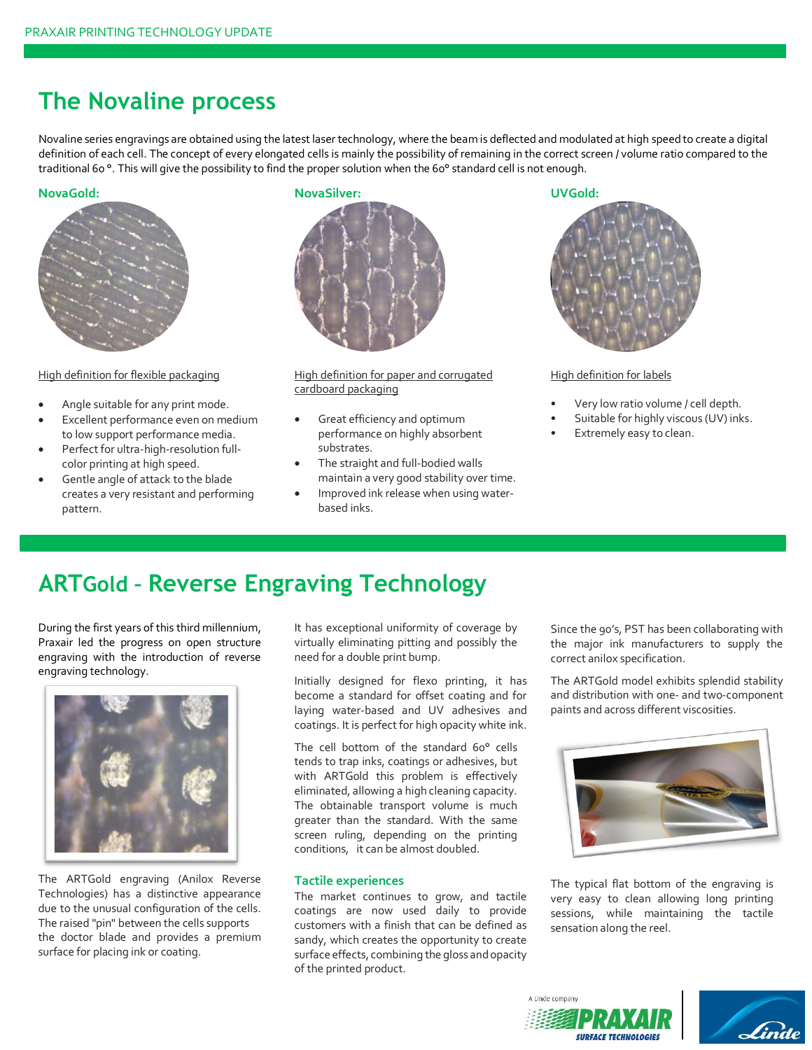# The Novaline process

Novaline series engravings are obtained using the latest laser technology, where the beam is deflected and modulated at high speed to create a digital definition of each cell. The concept of every elongated cells is mainly the possibility of remaining in the correct screen / volume ratio compared to the traditional 60 °. This will give the possibility to find the proper solution when the 60° standard cell is not enough.

### NovaGold:

High definition for flexible packaging

- Angle suitable for any print mode.
- Excellent performance even on medium to low support performance media.
- Perfect for ultra-high-resolution full-color printing at high speed.
- Gentle angle of attack to the blade creates a very resistant and performing pattern.

### NovaSilver:

High definition for paper and corrugated cardboard packaging

- Great efficiency and optimum performance on highly absorbent substrates.
- The straight and full-bodied walls maintain a very good stability over time.
- Improved ink release when using water-based inks.

### UVGold:

High definition for labels

- Very low ratio volume / cell depth.
- Suitable for highly viscous (UV) inks.
- Extremely easy to clean.

# ARTGold - Reverse Engraving Technology

During the first years of this third millennium, Praxair led the progress on open structure engraving with the introduction of reverse engraving technology.

The ARTGold engraving (Anilox Reverse Technologies) has a distinctive appearance due to the unusual configuration of the cells. The raised "pin" between the cells supports the doctor blade and provides a premium surface for placing ink or coating.

It has exceptional uniformity of coverage by virtually eliminating pitting and possibly the need for a double print bump.

Initially designed for flexo printing, it has become a standard for offset coating and for laying water-based and UV adhesives and coatings. It is perfect for high opacity white ink.

The cell bottom of the standard 60° cells tends to trap inks, coatings or adhesives, but with ARTGold this problem is effectively eliminated, allowing a high cleaning capacity. The obtainable transport volume is much greater than the standard. With the same screen ruling, depending on the printing conditions, it can be almost doubled.

### Tactile experiences

The market continues to grow, and tactile coatings are now used daily to provide customers with a finish that can be defined as sandy, which creates the opportunity to create surface effects, combining the gloss and opacity of the printed product.

Since the 90's, PST has been collaborating with the major ink manufacturers to supply the correct anilox specification.

The ARTGold model exhibits splendid stability and distribution with one- and two-component paints and across different viscosities.

The typical flat bottom of the engraving is very easy to clean allowing long printing sessions, while maintaining the tactile sensation along the reel.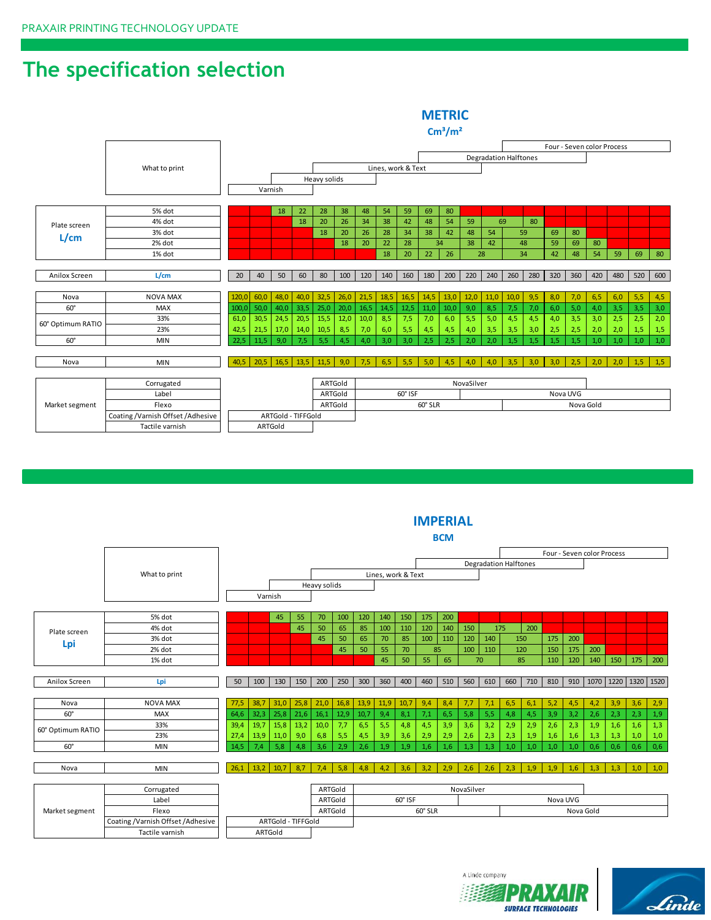## PRAXAIR PRINTING TECHNOLOGY UPDATE

# The specification selection

## METRIC

**Cm³/m²**

**What to print:** Varnish · Heavy solids · Lines, work & Text · Degradation Halftones · Four - Seven color Process

| | | | | | | | | | | | | | | | | | | | | | | |
|---|---|---|---|---|---|---|---|---|---|---|---|---|---|---|---|---|---|---|---|---|---|---|
| Plate screen **L/cm** | 5% dot | | | 18 | 22 | 28 | 38 | 48 | 54 | 59 | 69 | 80 | | | | | | | | | | |
| | 4% dot | | | | 18 | 20 | 26 | 34 | 38 | 42 | 48 | 54 | 59 | 69 | | 80 | | | | | | |
| | 3% dot | | | | | 18 | 20 | 26 | 28 | 34 | 38 | 42 | 48 | 54 | 59 | | 69 | 80 | | | | |
| | 2% dot | | | | | | 18 | 20 | 22 | 28 | 34 | | 38 | 42 | 48 | | 59 | 69 | 80 | | | |
| | 1% dot | | | | | | | | 18 | 20 | 22 | 26 | 28 | | 34 | | 42 | 48 | 54 | 59 | 69 | 80 |
| Anilox Screen | **L/cm** | 20 | 40 | 50 | 60 | 80 | 100 | 120 | 140 | 160 | 180 | 200 | 220 | 240 | 260 | 280 | 320 | 360 | 420 | 480 | 520 | 600 |
| Nova | NOVA MAX | 120,0 | 60,0 | 48,0 | 40,0 | 32,5 | 26,0 | 21,5 | 18,5 | 16,5 | 14,5 | 13,0 | 12,0 | 11,0 | 10,0 | 9,5 | 8,0 | 7,0 | 6,5 | 6,0 | 5,5 | 4,5 |
| 60° | MAX | 100,0 | 50,0 | 40,0 | 33,5 | 25,0 | 20,0 | 16,5 | 14,5 | 12,5 | 11,0 | 10,0 | 9,0 | 8,5 | 7,5 | 7,0 | 6,0 | 5,0 | 4,0 | 3,5 | 3,5 | 3,0 |
| 60° Optimum RATIO | 33% | 61,0 | 30,5 | 24,5 | 20,5 | 15,5 | 12,0 | 10,0 | 8,5 | 7,5 | 7,0 | 6,0 | 5,5 | 5,0 | 4,5 | 4,5 | 4,0 | 3,5 | 3,0 | 2,5 | 2,5 | 2,0 |
| | 23% | 42,5 | 21,5 | 17,0 | 14,0 | 10,5 | 8,5 | 7,0 | 6,0 | 5,5 | 4,5 | 4,5 | 4,0 | 3,5 | 3,5 | 3,0 | 2,5 | 2,5 | 2,0 | 2,0 | 1,5 | 1,5 |
| 60° | MIN | 22,5 | 11,5 | 9,0 | 7,5 | 5,5 | 4,5 | 4,0 | 3,0 | 3,0 | 2,5 | 2,5 | 2,0 | 2,0 | 1,5 | 1,5 | 1,5 | 1,5 | 1,0 | 1,0 | 1,0 | 1,0 |
| Nova | MIN | 40,5 | 20,5 | 16,5 | 13,5 | 11,5 | 9,0 | 7,5 | 6,5 | 5,5 | 5,0 | 4,5 | 4,0 | 4,0 | 3,5 | 3,0 | 3,0 | 2,5 | 2,0 | 2,0 | 1,5 | 1,5 |

| Market segment | | |
|---|---|---|
| Corrugated | ARTGold | NovaSilver |
| Label | ARTGold | 60° ISF · Nova UVG |
| Flexo | ARTGold | 60° SLR · Nova Gold |
| Coating /Varnish Offset /Adhesive | ARTGold - TIFFGold | |
| Tactile varnish | ARTGold | |

## IMPERIAL

**BCM**

**What to print:** Varnish · Heavy solids · Lines, work & Text · Degradation Halftones · Four - Seven color Process

| | | | | | | | | | | | | | | | | | | | | | | |
|---|---|---|---|---|---|---|---|---|---|---|---|---|---|---|---|---|---|---|---|---|---|---|
| Plate screen **Lpi** | 5% dot | | | 45 | 55 | 70 | 100 | 120 | 140 | 150 | 175 | 200 | | | | | | | | | | |
| | 4% dot | | | | 45 | 50 | 65 | 85 | 100 | 110 | 120 | 140 | 150 | 175 | | 200 | | | | | | |
| | 3% dot | | | | | 45 | 50 | 65 | 70 | 85 | 100 | 110 | 120 | 140 | 150 | | 175 | 200 | | | | |
| | 2% dot | | | | | | 45 | 50 | 55 | 70 | 85 | | 100 | 110 | 120 | | 150 | 175 | 200 | | | |
| | 1% dot | | | | | | | | 45 | 50 | 55 | 65 | 70 | | 85 | | 110 | 120 | 140 | 150 | 175 | 200 |
| Anilox Screen | **Lpi** | 50 | 100 | 130 | 150 | 200 | 250 | 300 | 360 | 400 | 460 | 510 | 560 | 610 | 660 | 710 | 810 | 910 | 1070 | 1220 | 1320 | 1520 |
| Nova | NOVA MAX | 77,5 | 38,7 | 31,0 | 25,8 | 21,0 | 16,8 | 13,9 | 11,9 | 10,7 | 9,4 | 8,4 | 7,7 | 7,1 | 6,5 | 6,1 | 5,2 | 4,5 | 4,2 | 3,9 | 3,6 | 2,9 |
| 60° | MAX | 64,6 | 32,3 | 25,8 | 21,6 | 16,1 | 12,9 | 10,7 | 9,4 | 8,1 | 7,1 | 6,5 | 5,8 | 5,5 | 4,8 | 4,5 | 3,9 | 3,2 | 2,6 | 2,3 | 2,3 | 1,9 |
| 60° Optimum RATIO | 33% | 39,4 | 19,7 | 15,8 | 13,2 | 10,0 | 7,7 | 6,5 | 5,5 | 4,8 | 4,5 | 3,9 | 3,6 | 3,2 | 2,9 | 2,9 | 2,6 | 2,3 | 1,9 | 1,6 | 1,6 | 1,3 |
| | 23% | 27,4 | 13,9 | 11,0 | 9,0 | 6,8 | 5,5 | 4,5 | 3,9 | 3,6 | 2,9 | 2,9 | 2,6 | 2,3 | 2,3 | 1,9 | 1,6 | 1,6 | 1,3 | 1,3 | 1,0 | 1,0 |
| 60° | MIN | 14,5 | 7,4 | 5,8 | 4,8 | 3,6 | 2,9 | 2,6 | 1,9 | 1,9 | 1,6 | 1,6 | 1,3 | 1,3 | 1,0 | 1,0 | 1,0 | 1,0 | 0,6 | 0,6 | 0,6 | 0,6 |
| Nova | MIN | 26,1 | 13,2 | 10,7 | 8,7 | 7,4 | 5,8 | 4,8 | 4,2 | 3,6 | 3,2 | 2,9 | 2,6 | 2,6 | 2,3 | 1,9 | 1,9 | 1,6 | 1,3 | 1,3 | 1,0 | 1,0 |

| Market segment | | |
|---|---|---|
| Corrugated | ARTGold | NovaSilver |
| Label | ARTGold | 60° ISF · Nova UVG |
| Flexo | ARTGold | 60° SLR · Nova Gold |
| Coating /Varnish Offset /Adhesive | ARTGold - TIFFGold | |
| Tactile varnish | ARTGold | |

A Linde company
PRAXAIR SURFACE TECHNOLOGIES
Linde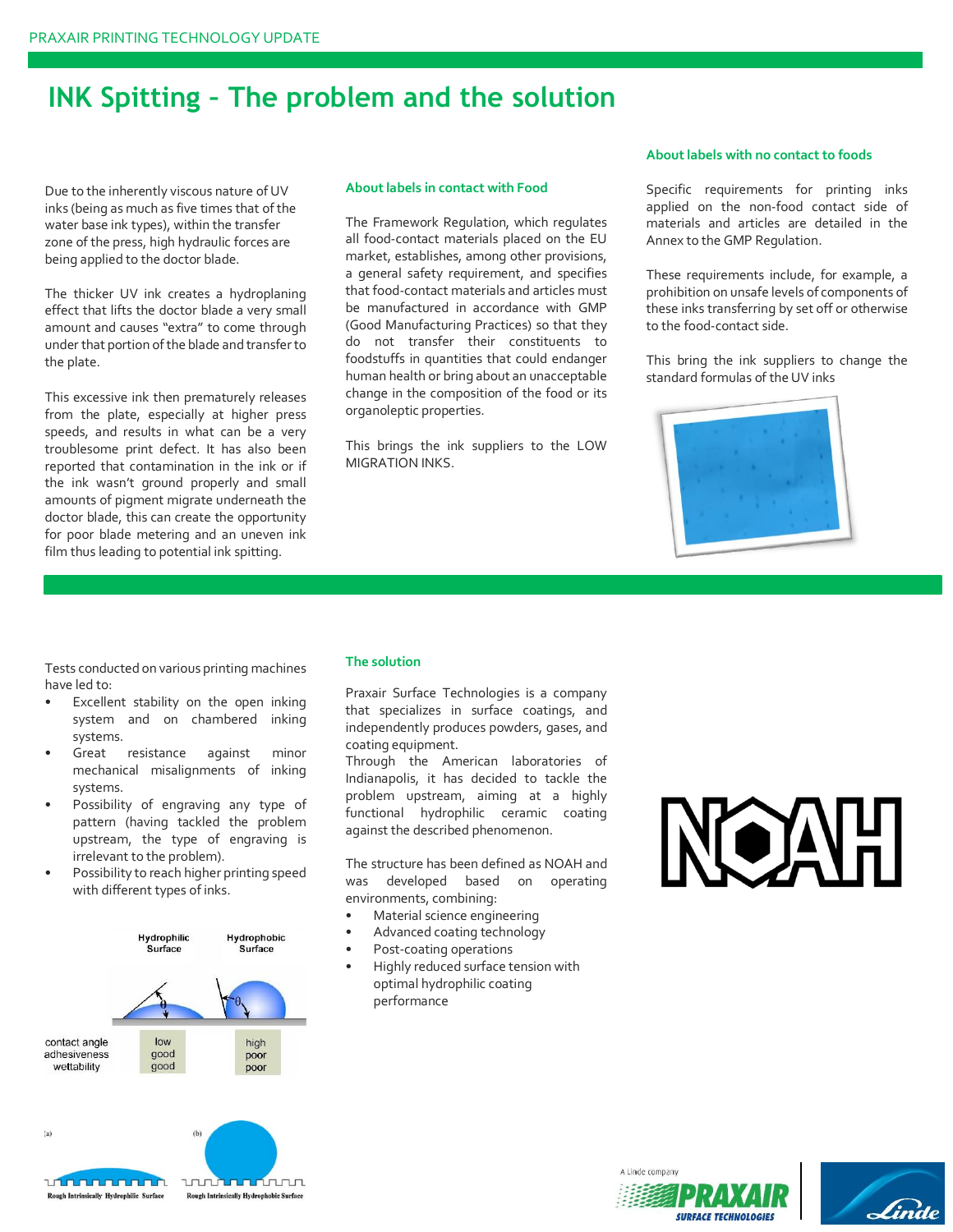# INK Spitting – The problem and the solution

Due to the inherently viscous nature of UV inks (being as much as five times that of the water base ink types), within the transfer zone of the press, high hydraulic forces are being applied to the doctor blade.

The thicker UV ink creates a hydroplaning effect that lifts the doctor blade a very small amount and causes "extra" to come through under that portion of the blade and transfer to the plate.

This excessive ink then prematurely releases from the plate, especially at higher press speeds, and results in what can be a very troublesome print defect. It has also been reported that contamination in the ink or if the ink wasn't ground properly and small amounts of pigment migrate underneath the doctor blade, this can create the opportunity for poor blade metering and an uneven ink film thus leading to potential ink spitting.

### About labels in contact with Food

The Framework Regulation, which regulates all food-contact materials placed on the EU market, establishes, among other provisions, a general safety requirement, and specifies that food-contact materials and articles must be manufactured in accordance with GMP (Good Manufacturing Practices) so that they do not transfer their constituents to foodstuffs in quantities that could endanger human health or bring about an unacceptable change in the composition of the food or its organoleptic properties.

This brings the ink suppliers to the LOW MIGRATION INKS.

### About labels with no contact to foods

Specific requirements for printing inks applied on the non-food contact side of materials and articles are detailed in the Annex to the GMP Regulation.

These requirements include, for example, a prohibition on unsafe levels of components of these inks transferring by set off or otherwise to the food-contact side.

This bring the ink suppliers to change the standard formulas of the UV inks

Tests conducted on various printing machines have led to:

- Excellent stability on the open inking system and on chambered inking systems.
- Great resistance against minor mechanical misalignments of inking systems.
- Possibility of engraving any type of pattern (having tackled the problem upstream, the type of engraving is irrelevant to the problem).
- Possibility to reach higher printing speed with different types of inks.

Hydrophilic Surface
Hydrophobic Surface

| | Hydrophilic Surface | Hydrophobic Surface |
|---|---|---|
| contact angle | low | high |
| adhesiveness | good | poor |
| wettability | good | poor |

(a) Rough Intrinsically Hydrophilic Surface
(b) Rough Intrinsically Hydrophobic Surface

### The solution

Praxair Surface Technologies is a company that specializes in surface coatings, and independently produces powders, gases, and coating equipment.
Through the American laboratories of Indianapolis, it has decided to tackle the problem upstream, aiming at a highly functional hydrophilic ceramic coating against the described phenomenon.

The structure has been defined as NOAH and was developed based on operating environments, combining:

- Material science engineering
- Advanced coating technology
- Post-coating operations
- Highly reduced surface tension with optimal hydrophilic coating performance

NOAH

A Linde company PRAXAIR SURFACE TECHNOLOGIES

Linde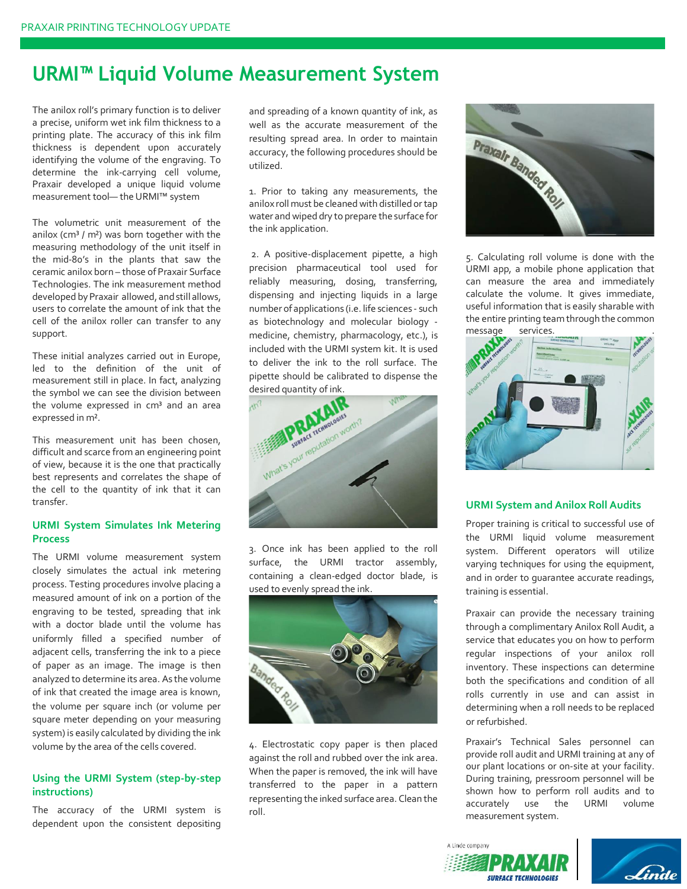# URMI™ Liquid Volume Measurement System

The anilox roll's primary function is to deliver a precise, uniform wet ink film thickness to a printing plate. The accuracy of this ink film thickness is dependent upon accurately identifying the volume of the engraving. To determine the ink-carrying cell volume, Praxair developed a unique liquid volume measurement tool— the URMI™ system

The volumetric unit measurement of the anilox (cm³ / m²) was born together with the measuring methodology of the unit itself in the mid-80's in the plants that saw the ceramic anilox born – those of Praxair Surface Technologies. The ink measurement method developed by Praxair allowed, and still allows, users to correlate the amount of ink that the cell of the anilox roller can transfer to any support.

These initial analyzes carried out in Europe, led to the definition of the unit of measurement still in place. In fact, analyzing the symbol we can see the division between the volume expressed in cm³ and an area expressed in m².

This measurement unit has been chosen, difficult and scarce from an engineering point of view, because it is the one that practically best represents and correlates the shape of the cell to the quantity of ink that it can transfer.

## URMI System Simulates Ink Metering Process

The URMI volume measurement system closely simulates the actual ink metering process. Testing procedures involve placing a measured amount of ink on a portion of the engraving to be tested, spreading that ink with a doctor blade until the volume has uniformly filled a specified number of adjacent cells, transferring the ink to a piece of paper as an image. The image is then analyzed to determine its area. As the volume of ink that created the image area is known, the volume per square inch (or volume per square meter depending on your measuring system) is easily calculated by dividing the ink volume by the area of the cells covered.

## Using the URMI System (step-by-step instructions)

The accuracy of the URMI system is dependent upon the consistent depositing and spreading of a known quantity of ink, as well as the accurate measurement of the resulting spread area. In order to maintain accuracy, the following procedures should be utilized.

1. Prior to taking any measurements, the anilox roll must be cleaned with distilled or tap water and wiped dry to prepare the surface for the ink application.

2. A positive-displacement pipette, a high precision pharmaceutical tool used for reliably measuring, dosing, transferring, dispensing and injecting liquids in a large number of applications (i.e. life sciences - such as biotechnology and molecular biology - medicine, chemistry, pharmacology, etc.), is included with the URMI system kit. It is used to deliver the ink to the roll surface. The pipette should be calibrated to dispense the desired quantity of ink.

3. Once ink has been applied to the roll surface, the URMI tractor assembly, containing a clean-edged doctor blade, is used to evenly spread the ink.

4. Electrostatic copy paper is then placed against the roll and rubbed over the ink area. When the paper is removed, the ink will have transferred to the paper in a pattern representing the inked surface area. Clean the roll.

5. Calculating roll volume is done with the URMI app, a mobile phone application that can measure the area and immediately calculate the volume. It gives immediate, useful information that is easily sharable with the entire printing team through the common message services.

## URMI System and Anilox Roll Audits

Proper training is critical to successful use of the URMI liquid volume measurement system. Different operators will utilize varying techniques for using the equipment, and in order to guarantee accurate readings, training is essential.

Praxair can provide the necessary training through a complimentary Anilox Roll Audit, a service that educates you on how to perform regular inspections of your anilox roll inventory. These inspections can determine both the specifications and condition of all rolls currently in use and can assist in determining when a roll needs to be replaced or refurbished.

Praxair's Technical Sales personnel can provide roll audit and URMI training at any of our plant locations or on-site at your facility. During training, pressroom personnel will be shown how to perform roll audits and to accurately use the URMI volume measurement system.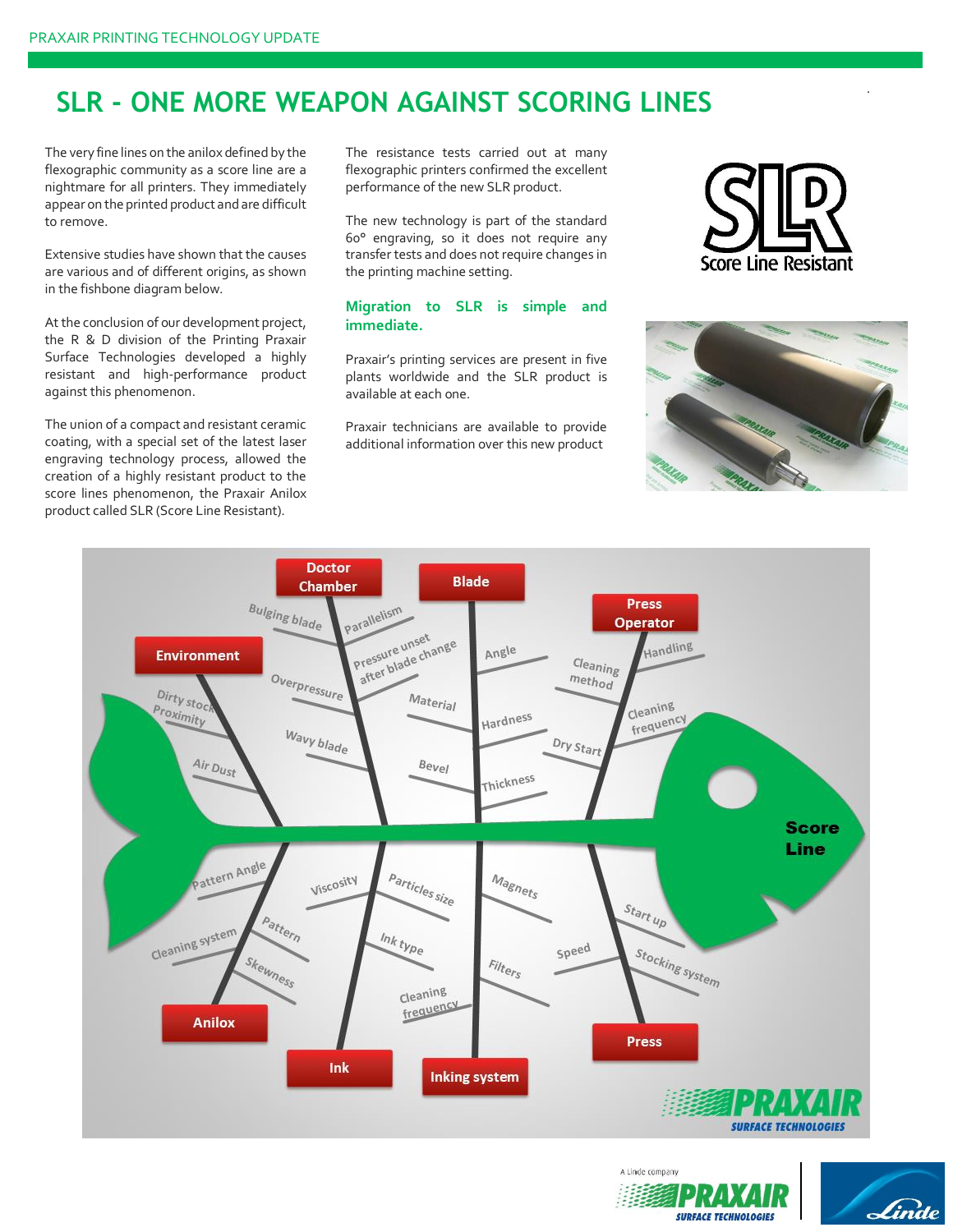# SLR - ONE MORE WEAPON AGAINST SCORING LINES

The very fine lines on the anilox defined by the flexographic community as a score line are a nightmare for all printers. They immediately appear on the printed product and are difficult to remove.

Extensive studies have shown that the causes are various and of different origins, as shown in the fishbone diagram below.

At the conclusion of our development project, the R & D division of the Printing Praxair Surface Technologies developed a highly resistant and high-performance product against this phenomenon.

The union of a compact and resistant ceramic coating, with a special set of the latest laser engraving technology process, allowed the creation of a highly resistant product to the score lines phenomenon, the Praxair Anilox product called SLR (Score Line Resistant).

The resistance tests carried out at many flexographic printers confirmed the excellent performance of the new SLR product.

The new technology is part of the standard 60° engraving, so it does not require any transfer tests and does not require changes in the printing machine setting.

**Migration to SLR is simple and immediate.**

Praxair's printing services are present in five plants worldwide and the SLR product is available at each one.

Praxair technicians are available to provide additional information over this new product

SLR
Score Line Resistant

Doctor Chamber
Bulging blade
Parallelism
Pressure unset after blade change
Overpressure
Wavy blade

Blade
Angle
Material
Hardness
Bevel
Thickness

Press Operator
Handling
Cleaning method
Cleaning frequency
Dry Start

Environment
Dirty stock
Proximity
Air Dust

Score Line

Anilox
Pattern Angle
Cleaning system
Pattern
Skewness

Ink
Viscosity
Particles size
Ink type
Cleaning frequency

Inking system
Magnets
Filters

Press
Start up
Speed
Stocking system

PRAXAIR SURFACE TECHNOLOGIES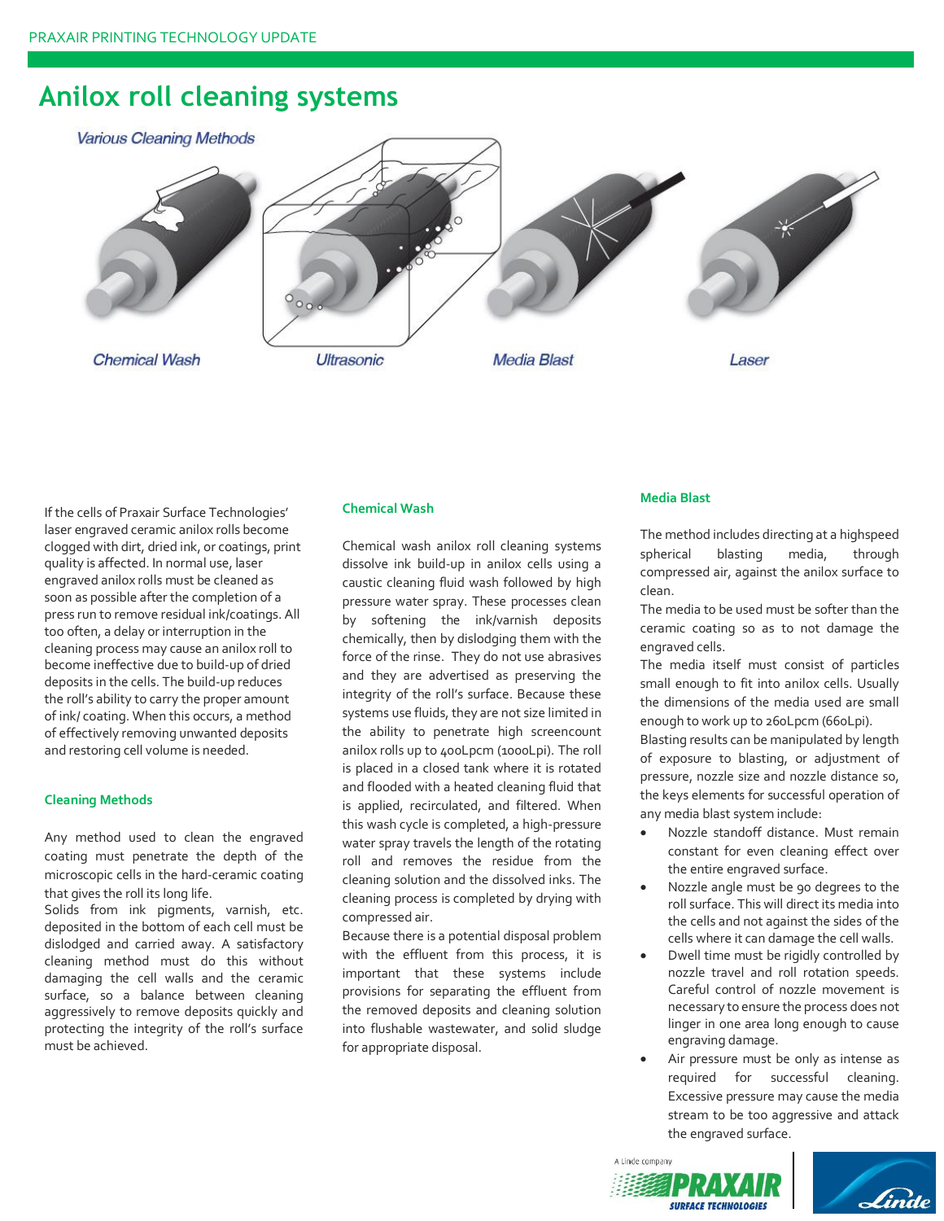# Anilox roll cleaning systems

Various Cleaning Methods

Chemical Wash

Ultrasonic

Media Blast

Laser

If the cells of Praxair Surface Technologies' laser engraved ceramic anilox rolls become clogged with dirt, dried ink, or coatings, print quality is affected. In normal use, laser engraved anilox rolls must be cleaned as soon as possible after the completion of a press run to remove residual ink/coatings. All too often, a delay or interruption in the cleaning process may cause an anilox roll to become ineffective due to build-up of dried deposits in the cells. The build-up reduces the roll's ability to carry the proper amount of ink/ coating. When this occurs, a method of effectively removing unwanted deposits and restoring cell volume is needed.

### Cleaning Methods

Any method used to clean the engraved coating must penetrate the depth of the microscopic cells in the hard-ceramic coating that gives the roll its long life.

Solids from ink pigments, varnish, etc. deposited in the bottom of each cell must be dislodged and carried away. A satisfactory cleaning method must do this without damaging the cell walls and the ceramic surface, so a balance between cleaning aggressively to remove deposits quickly and protecting the integrity of the roll's surface must be achieved.

### Chemical Wash

Chemical wash anilox roll cleaning systems dissolve ink build-up in anilox cells using a caustic cleaning fluid wash followed by high pressure water spray. These processes clean by softening the ink/varnish deposits chemically, then by dislodging them with the force of the rinse. They do not use abrasives and they are advertised as preserving the integrity of the roll's surface. Because these systems use fluids, they are not size limited in the ability to penetrate high screencount anilox rolls up to 400Lpcm (1000Lpi). The roll is placed in a closed tank where it is rotated and flooded with a heated cleaning fluid that is applied, recirculated, and filtered. When this wash cycle is completed, a high-pressure water spray travels the length of the rotating roll and removes the residue from the cleaning solution and the dissolved inks. The cleaning process is completed by drying with compressed air.

Because there is a potential disposal problem with the effluent from this process, it is important that these systems include provisions for separating the effluent from the removed deposits and cleaning solution into flushable wastewater, and solid sludge for appropriate disposal.

### Media Blast

The method includes directing at a highspeed spherical blasting media, through compressed air, against the anilox surface to clean.

The media to be used must be softer than the ceramic coating so as to not damage the engraved cells.

The media itself must consist of particles small enough to fit into anilox cells. Usually the dimensions of the media used are small enough to work up to 260Lpcm (660Lpi).

Blasting results can be manipulated by length of exposure to blasting, or adjustment of pressure, nozzle size and nozzle distance so, the keys elements for successful operation of any media blast system include:

- Nozzle standoff distance. Must remain constant for even cleaning effect over the entire engraved surface.
- Nozzle angle must be 90 degrees to the roll surface. This will direct its media into the cells and not against the sides of the cells where it can damage the cell walls.
- Dwell time must be rigidly controlled by nozzle travel and roll rotation speeds. Careful control of nozzle movement is necessary to ensure the process does not linger in one area long enough to cause engraving damage.
- Air pressure must be only as intense as required for successful cleaning. Excessive pressure may cause the media stream to be too aggressive and attack the engraved surface.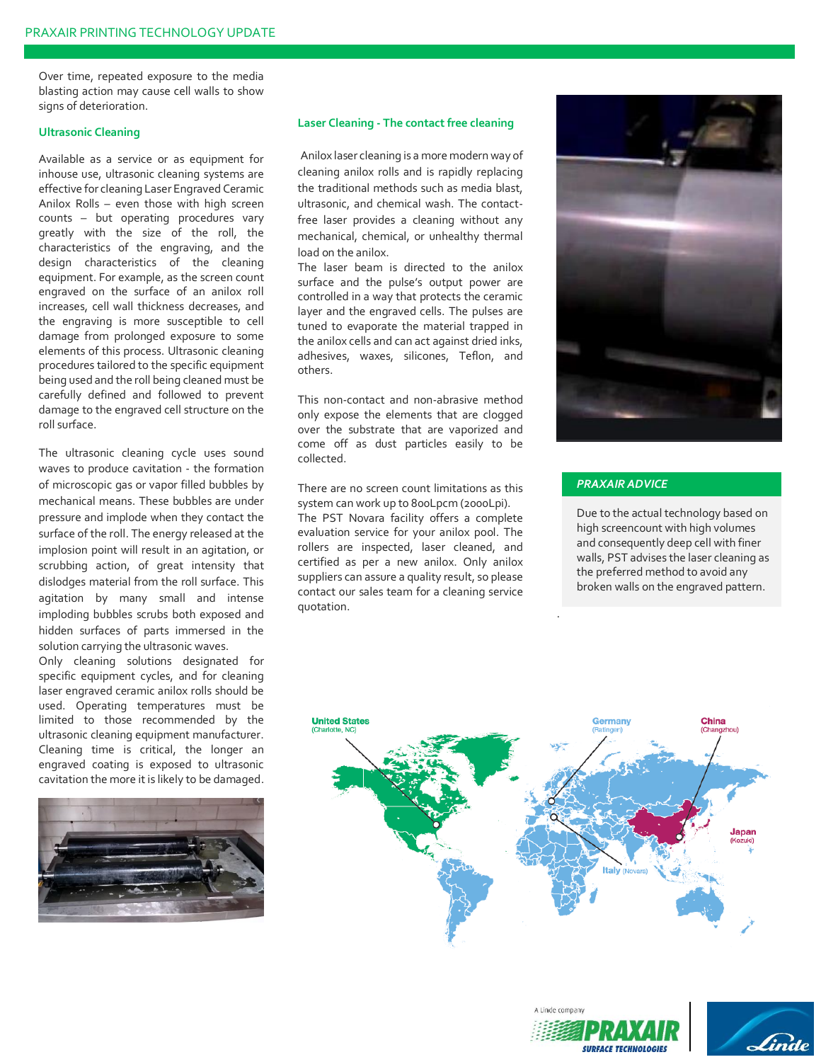Over time, repeated exposure to the media blasting action may cause cell walls to show signs of deterioration.

### Ultrasonic Cleaning

Available as a service or as equipment for inhouse use, ultrasonic cleaning systems are effective for cleaning Laser Engraved Ceramic Anilox Rolls – even those with high screen counts – but operating procedures vary greatly with the size of the roll, the characteristics of the engraving, and the design characteristics of the cleaning equipment. For example, as the screen count engraved on the surface of an anilox roll increases, cell wall thickness decreases, and the engraving is more susceptible to cell damage from prolonged exposure to some elements of this process. Ultrasonic cleaning procedures tailored to the specific equipment being used and the roll being cleaned must be carefully defined and followed to prevent damage to the engraved cell structure on the roll surface.

The ultrasonic cleaning cycle uses sound waves to produce cavitation - the formation of microscopic gas or vapor filled bubbles by mechanical means. These bubbles are under pressure and implode when they contact the surface of the roll. The energy released at the implosion point will result in an agitation, or scrubbing action, of great intensity that dislodges material from the roll surface. This agitation by many small and intense imploding bubbles scrubs both exposed and hidden surfaces of parts immersed in the solution carrying the ultrasonic waves.
Only cleaning solutions designated for specific equipment cycles, and for cleaning laser engraved ceramic anilox rolls should be used. Operating temperatures must be limited to those recommended by the ultrasonic cleaning equipment manufacturer. Cleaning time is critical, the longer an engraved coating is exposed to ultrasonic cavitation the more it is likely to be damaged.

### Laser Cleaning - The contact free cleaning

Anilox laser cleaning is a more modern way of cleaning anilox rolls and is rapidly replacing the traditional methods such as media blast, ultrasonic, and chemical wash. The contact-free laser provides a cleaning without any mechanical, chemical, or unhealthy thermal load on the anilox.
The laser beam is directed to the anilox surface and the pulse's output power are controlled in a way that protects the ceramic layer and the engraved cells. The pulses are tuned to evaporate the material trapped in the anilox cells and can act against dried inks, adhesives, waxes, silicones, Teflon, and others.

This non-contact and non-abrasive method only expose the elements that are clogged over the substrate that are vaporized and come off as dust particles easily to be collected.

There are no screen count limitations as this system can work up to 800Lpcm (2000Lpi).
The PST Novara facility offers a complete evaluation service for your anilox pool. The rollers are inspected, laser cleaned, and certified as per a new anilox. Only anilox suppliers can assure a quality result, so please contact our sales team for a cleaning service quotation.

### *PRAXAIR ADVICE*

Due to the actual technology based on high screencount with high volumes and consequently deep cell with finer walls, PST advises the laser cleaning as the preferred method to avoid any broken walls on the engraved pattern.

United States (Charlotte, NC)
Germany (Ratingen)
China (Changzhou)
Japan (Kozuki)
Italy (Novara)